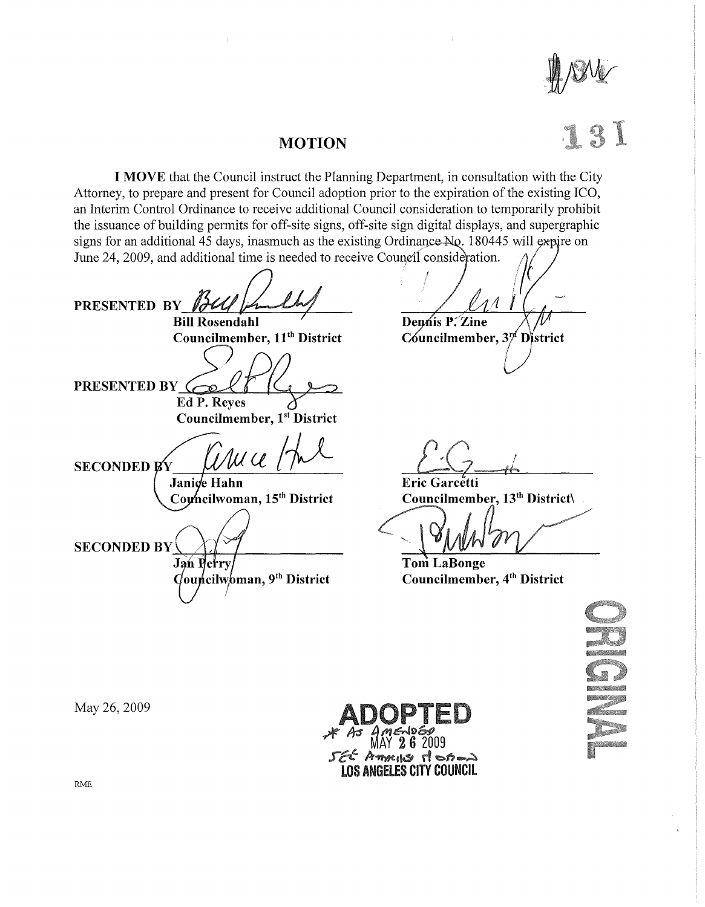131

# MOTION

**I MOVE** that the Council instruct the Planning Department, in consultation with the City Attorney, to prepare and present for Council adoption prior to the expiration of the existing ICO, an Interim Control Ordinance to receive additional Council consideration to temporarily prohibit the issuance of building permits for off-site signs, off-site sign digital displays, and supergraphic signs for an additional 45 days, inasmuch as the existing Ordinance No. 180445 will expire on June 24, 2009, and additional time is needed to receive Council consideration.

**PRESENTED BY** ______________________
**Bill Rosendahl**
**Councilmember, 11th District**

______________________
**Dennis P. Zine**
**Councilmember, 3rd District**

**PRESENTED BY** ______________________
**Ed P. Reyes**
**Councilmember, 1st District**

**SECONDED BY** ______________________
**Janice Hahn**
**Councilwoman, 15th District**

______________________
**Eric Garcetti**
**Councilmember, 13th District\**

**SECONDED BY** ______________________
**Jan Perry**
**Councilwoman, 9th District**

______________________
**Tom LaBonge**
**Councilmember, 4th District**

May 26, 2009

**ADOPTED**
* AS AMENDED
MAY 26 2009
SEE AMENDING MOTION
**LOS ANGELES CITY COUNCIL**

ORIGINAL

RME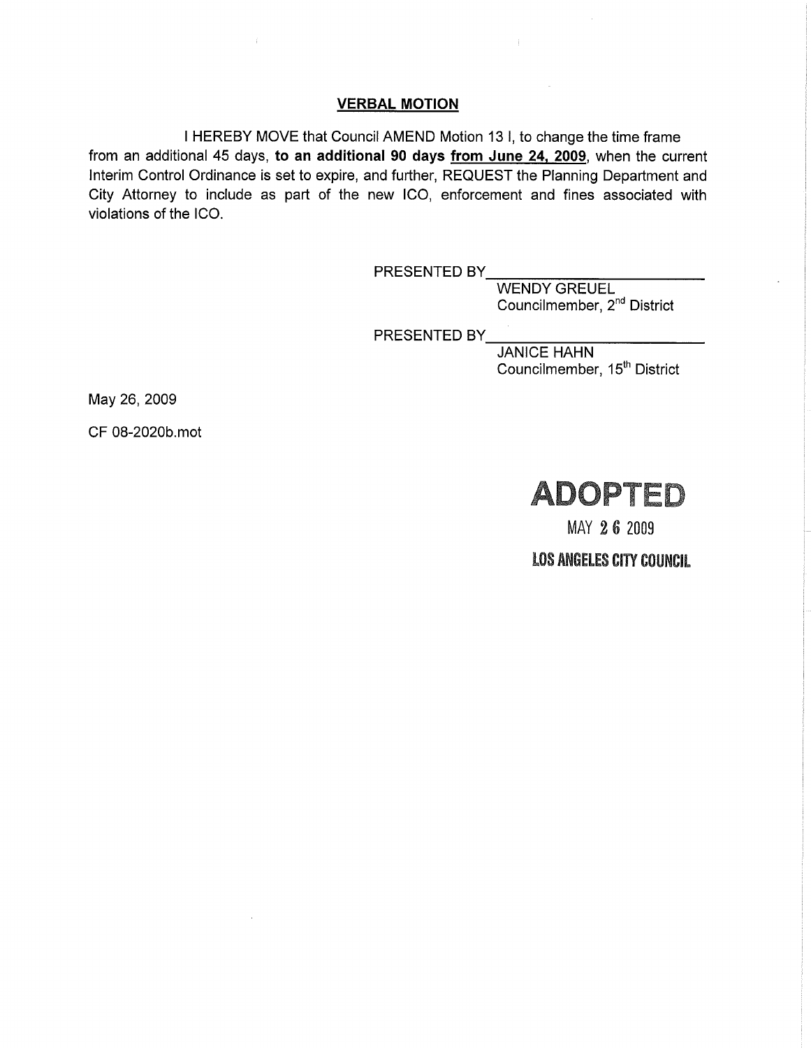## VERBAL MOTION

I HEREBY MOVE that Council AMEND Motion 13 I, to change the time frame from an additional 45 days, **to an additional 90 days <u>from June 24, 2009</u>**, when the current Interim Control Ordinance is set to expire, and further, REQUEST the Planning Department and City Attorney to include as part of the new ICO, enforcement and fines associated with violations of the ICO.

PRESENTED BY\_\_\_\_\_\_\_\_\_\_\_\_\_\_\_\_\_\_\_\_\_\_\_\_\_\_
WENDY GREUEL
Councilmember, 2nd District

PRESENTED BY\_\_\_\_\_\_\_\_\_\_\_\_\_\_\_\_\_\_\_\_\_\_\_\_\_\_
JANICE HAHN
Councilmember, 15th District

May 26, 2009

CF 08-2020b.mot

**ADOPTED**

MAY 26 2009

**LOS ANGELES CITY COUNCIL**